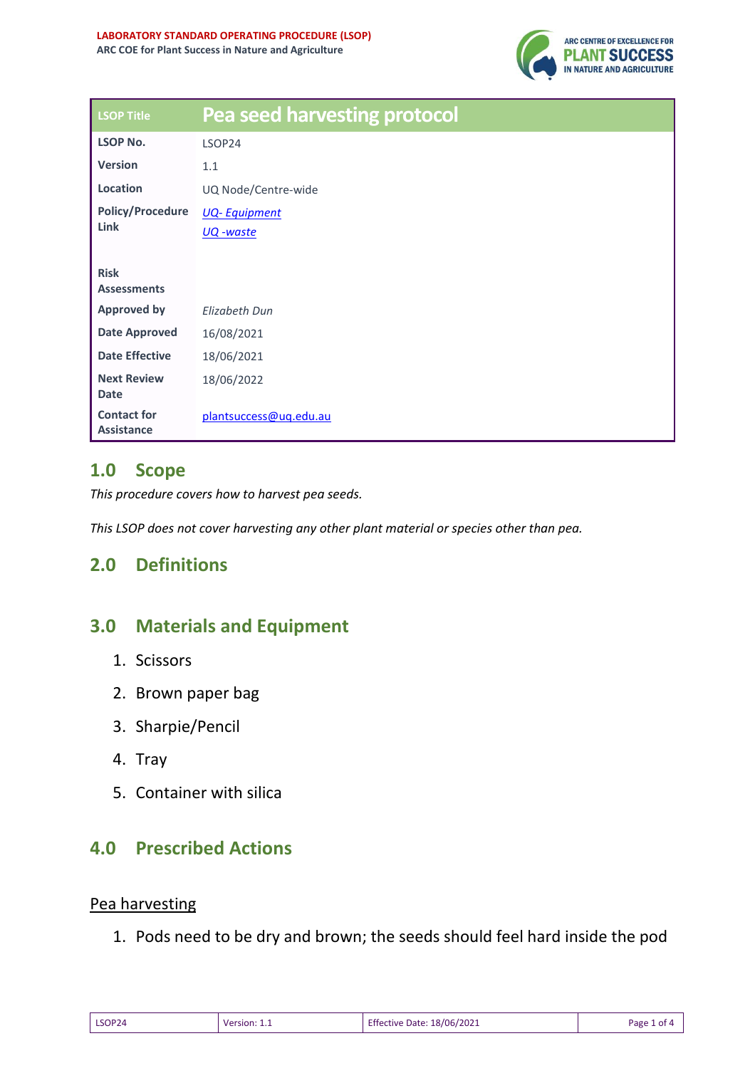**LABORATORY STANDARD OPERATING PROCEDURE (LSOP)**
**ARC COE for Plant Success in Nature and Agriculture**

| LSOP Title | Pea seed harvesting protocol |
|---|---|
| **LSOP No.** | LSOP24 |
| **Version** | 1.1 |
| **Location** | UQ Node/Centre-wide |
| **Policy/Procedure Link** | *UQ- Equipment* <br> *UQ -waste* |
| **Risk Assessments** | |
| **Approved by** | *Elizabeth Dun* |
| **Date Approved** | 16/08/2021 |
| **Date Effective** | 18/06/2021 |
| **Next Review Date** | 18/06/2022 |
| **Contact for Assistance** | plantsuccess@uq.edu.au |

## 1.0 Scope

*This procedure covers how to harvest pea seeds.*

*This LSOP does not cover harvesting any other plant material or species other than pea.*

## 2.0 Definitions

## 3.0 Materials and Equipment

1. Scissors
2. Brown paper bag
3. Sharpie/Pencil
4. Tray
5. Container with silica

## 4.0 Prescribed Actions

### Pea harvesting

1. Pods need to be dry and brown; the seeds should feel hard inside the pod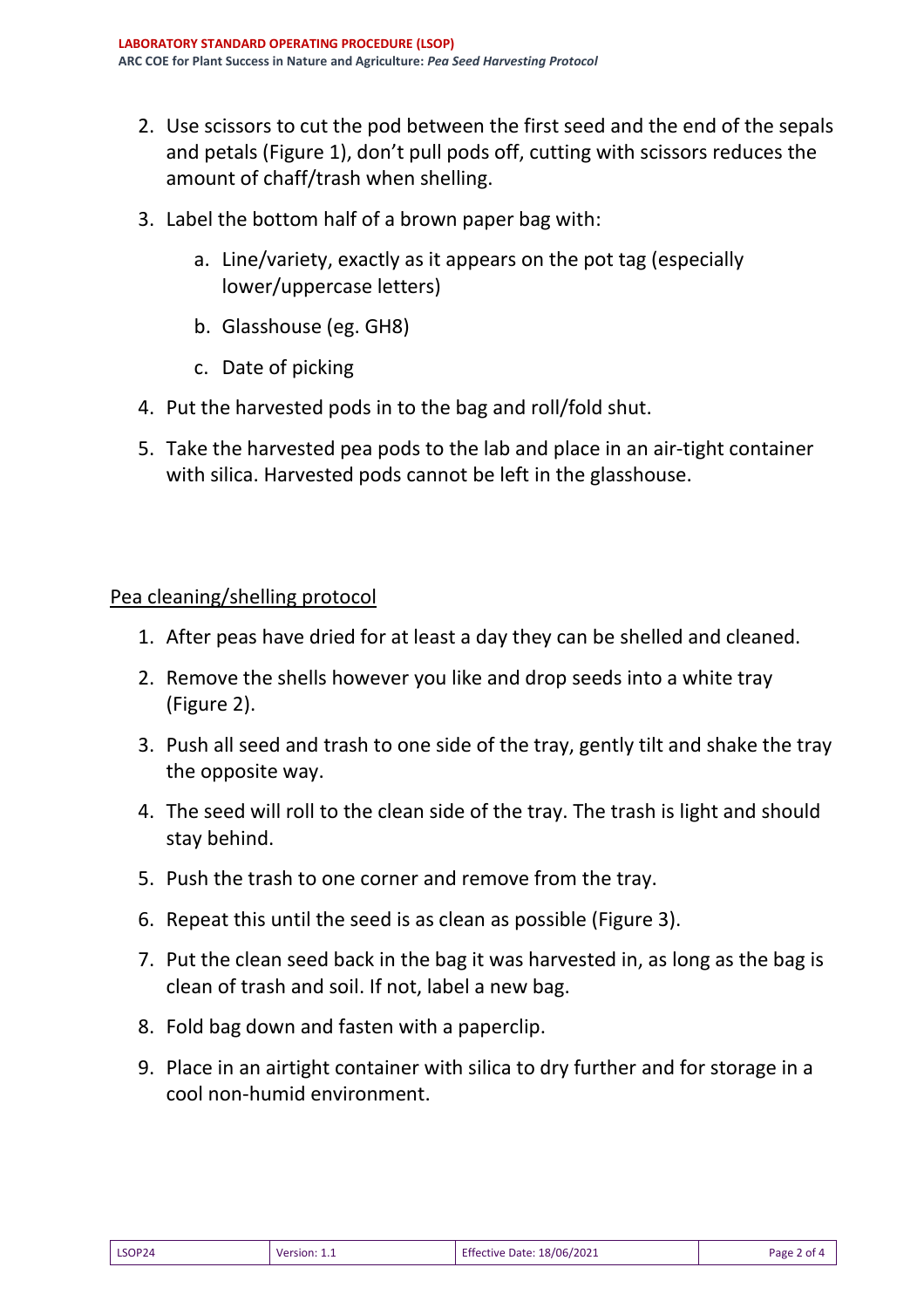2. Use scissors to cut the pod between the first seed and the end of the sepals and petals (Figure 1), don't pull pods off, cutting with scissors reduces the amount of chaff/trash when shelling.
3. Label the bottom half of a brown paper bag with:
   a. Line/variety, exactly as it appears on the pot tag (especially lower/uppercase letters)
   b. Glasshouse (eg. GH8)
   c. Date of picking
4. Put the harvested pods in to the bag and roll/fold shut.
5. Take the harvested pea pods to the lab and place in an air-tight container with silica. Harvested pods cannot be left in the glasshouse.

## Pea cleaning/shelling protocol

1. After peas have dried for at least a day they can be shelled and cleaned.
2. Remove the shells however you like and drop seeds into a white tray (Figure 2).
3. Push all seed and trash to one side of the tray, gently tilt and shake the tray the opposite way.
4. The seed will roll to the clean side of the tray. The trash is light and should stay behind.
5. Push the trash to one corner and remove from the tray.
6. Repeat this until the seed is as clean as possible (Figure 3).
7. Put the clean seed back in the bag it was harvested in, as long as the bag is clean of trash and soil. If not, label a new bag.
8. Fold bag down and fasten with a paperclip.
9. Place in an airtight container with silica to dry further and for storage in a cool non-humid environment.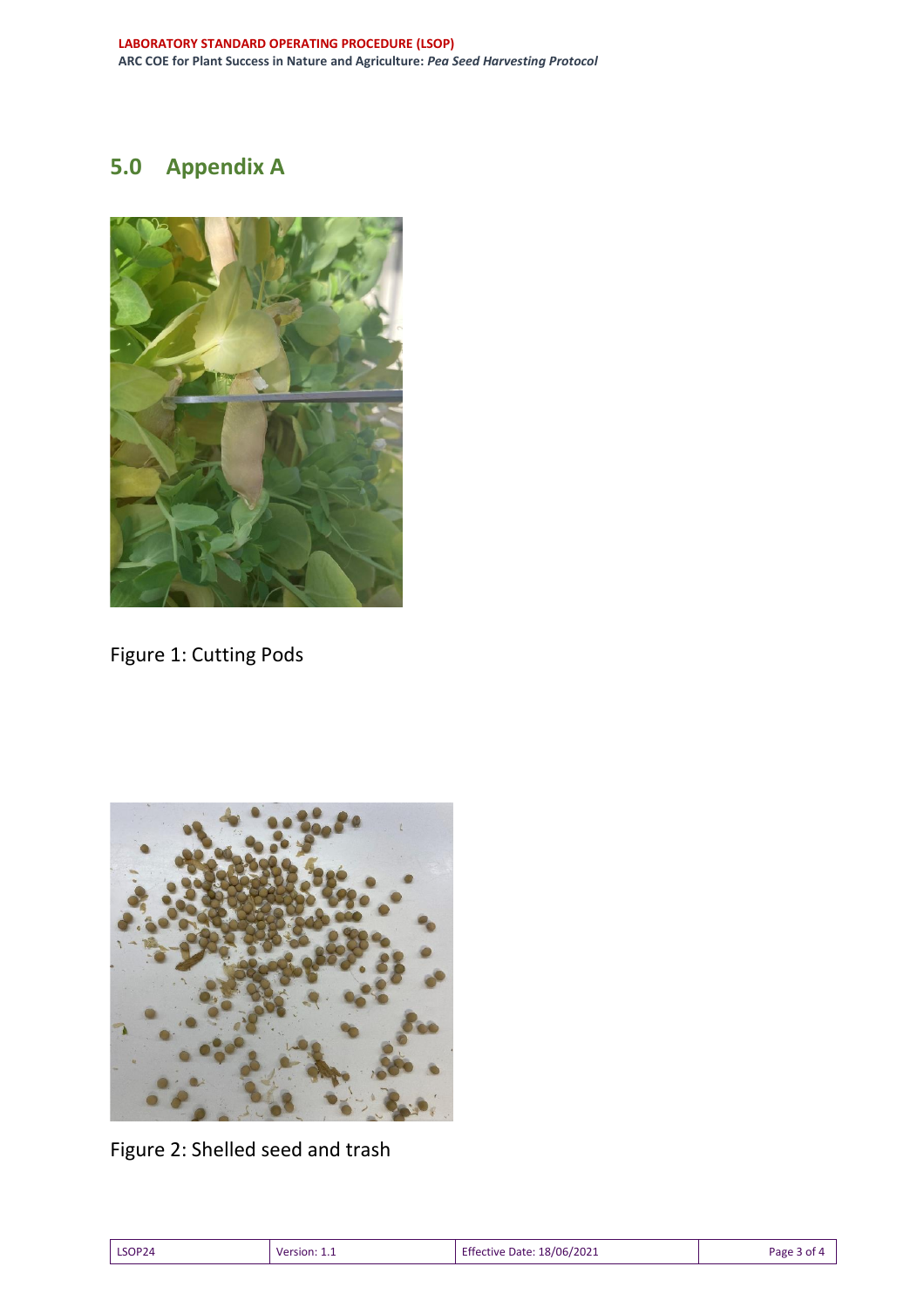## 5.0 Appendix A

Figure 1: Cutting Pods

Figure 2: Shelled seed and trash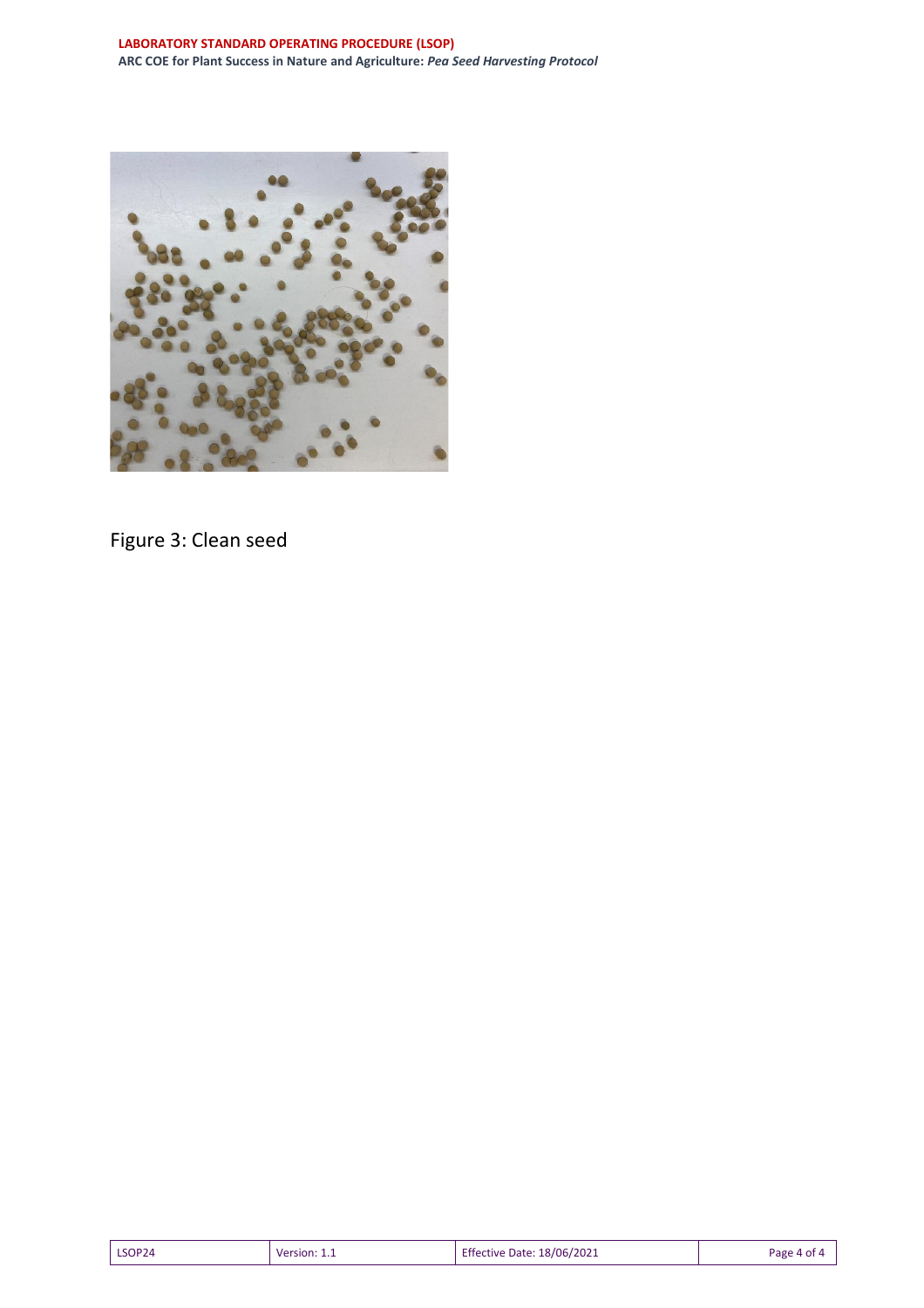Figure 3: Clean seed